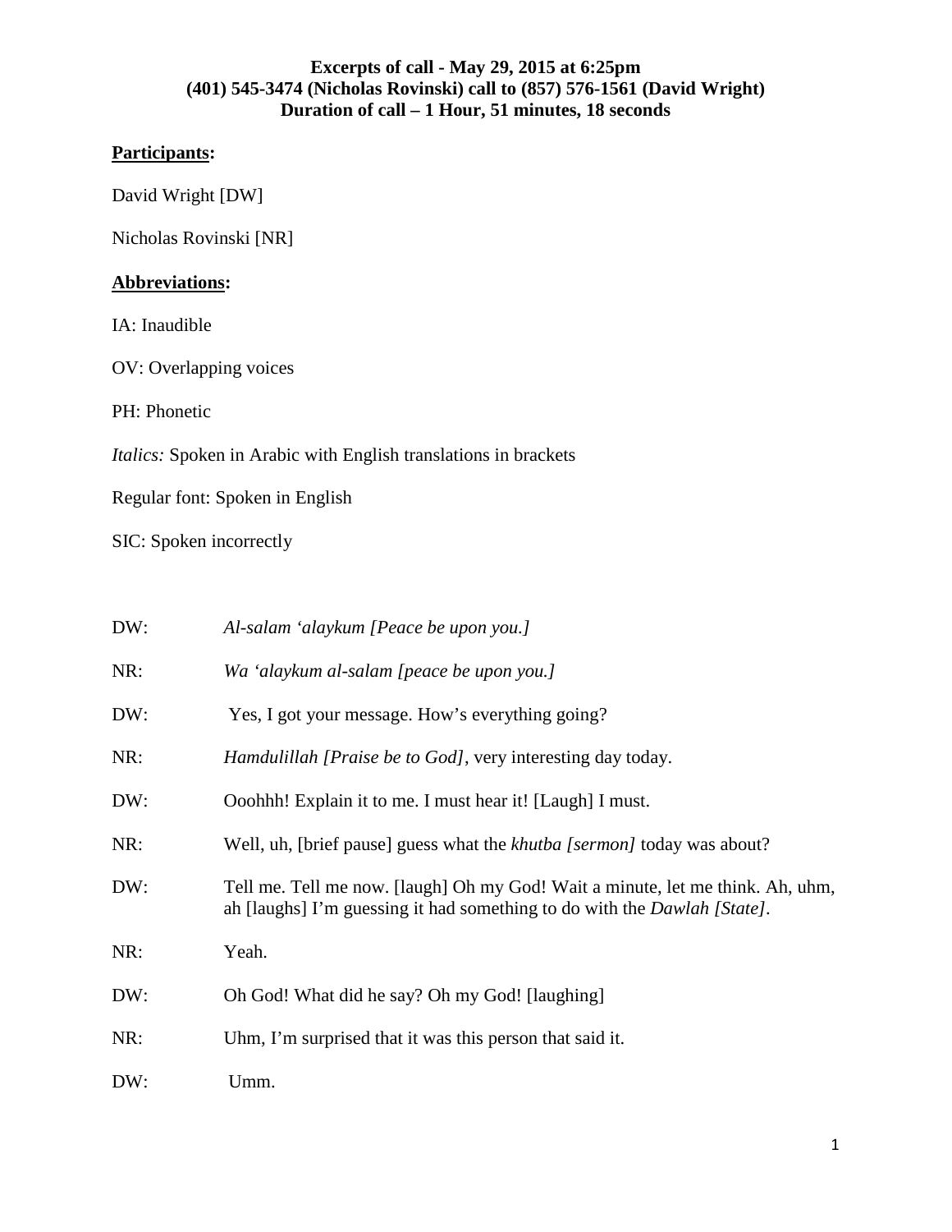**Excerpts of call - May 29, 2015 at 6:25pm**
**(401) 545-3474 (Nicholas Rovinski) call to (857) 576-1561 (David Wright)**
**Duration of call – 1 Hour, 51 minutes, 18 seconds**

**Participants:**

David Wright [DW]

Nicholas Rovinski [NR]

**Abbreviations:**

IA: Inaudible

OV: Overlapping voices

PH: Phonetic

*Italics:* Spoken in Arabic with English translations in brackets

Regular font: Spoken in English

SIC: Spoken incorrectly

DW: *Al-salam 'alaykum [Peace be upon you.]*

NR: *Wa 'alaykum al-salam [peace be upon you.]*

DW: Yes, I got your message. How's everything going?

NR: *Hamdulillah [Praise be to God]*, very interesting day today.

DW: Ooohhh! Explain it to me. I must hear it! [Laugh] I must.

NR: Well, uh, [brief pause] guess what the *khutba [sermon]* today was about?

DW: Tell me. Tell me now. [laugh] Oh my God! Wait a minute, let me think. Ah, uhm, ah [laughs] I'm guessing it had something to do with the *Dawlah [State]*.

NR: Yeah.

DW: Oh God! What did he say? Oh my God! [laughing]

NR: Uhm, I'm surprised that it was this person that said it.

DW: Umm.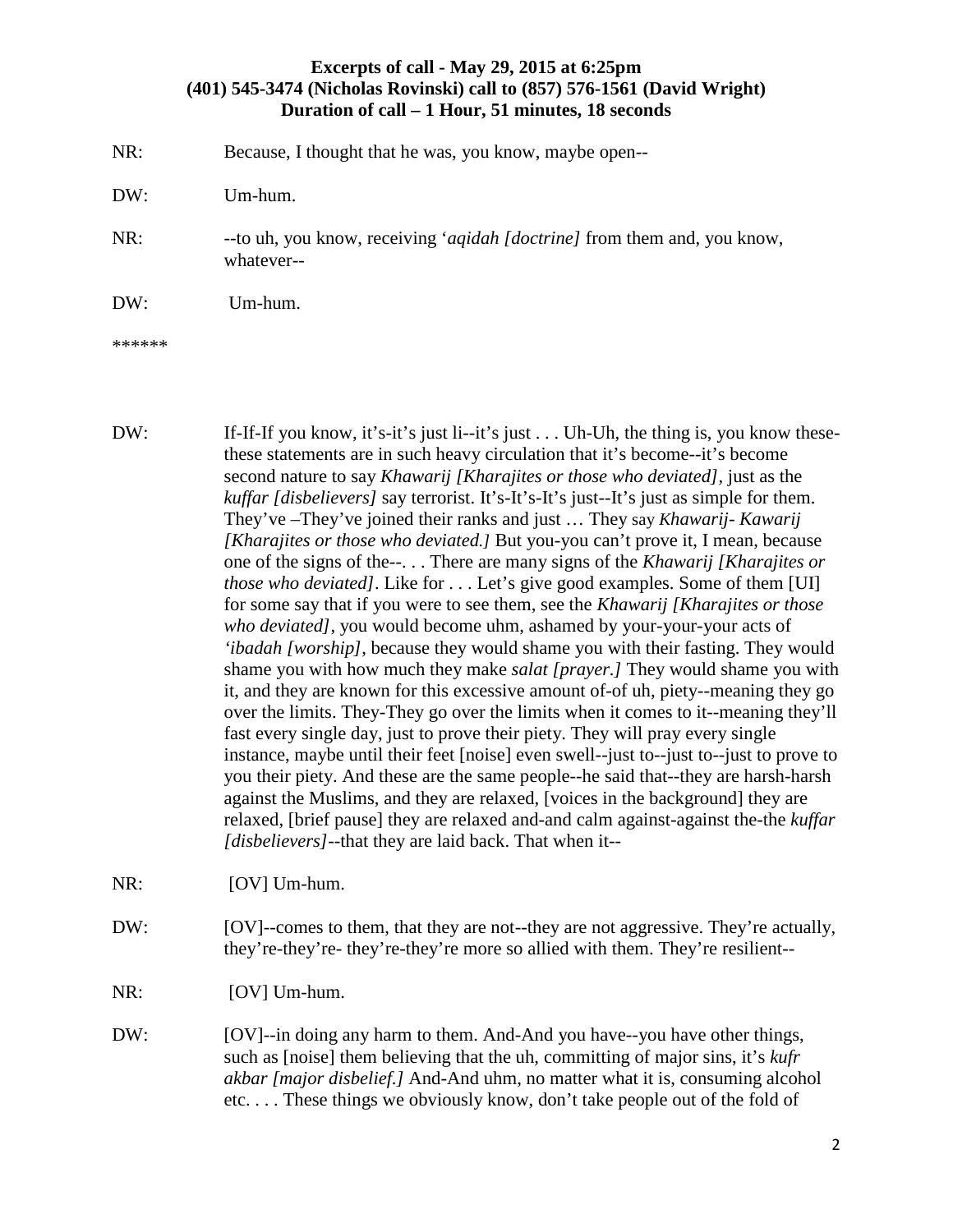**Excerpts of call - May 29, 2015 at 6:25pm**
**(401) 545-3474 (Nicholas Rovinski) call to (857) 576-1561 (David Wright)**
**Duration of call – 1 Hour, 51 minutes, 18 seconds**

NR: Because, I thought that he was, you know, maybe open--

DW: Um-hum.

NR: --to uh, you know, receiving '*aqidah [doctrine]* from them and, you know, whatever--

DW: Um-hum.

******

DW: If-If-If you know, it's-it's just li--it's just . . . Uh-Uh, the thing is, you know these-these statements are in such heavy circulation that it's become--it's become second nature to say *Khawarij [Kharajites or those who deviated]*, just as the *kuffar [disbelievers]* say terrorist. It's-It's-It's just--It's just as simple for them. They've –They've joined their ranks and just … They say *Khawarij- Kawarij [Kharajites or those who deviated.]* But you-you can't prove it, I mean, because one of the signs of the--. . . There are many signs of the *Khawarij [Kharajites or those who deviated]*. Like for . . . Let's give good examples. Some of them [UI] for some say that if you were to see them, see the *Khawarij [Kharajites or those who deviated]*, you would become uhm, ashamed by your-your-your acts of *'ibadah [worship]*, because they would shame you with their fasting. They would shame you with how much they make *salat [prayer.]* They would shame you with it, and they are known for this excessive amount of-of uh, piety--meaning they go over the limits. They-They go over the limits when it comes to it--meaning they'll fast every single day, just to prove their piety. They will pray every single instance, maybe until their feet [noise] even swell--just to--just to--just to prove to you their piety. And these are the same people--he said that--they are harsh-harsh against the Muslims, and they are relaxed, [voices in the background] they are relaxed, [brief pause] they are relaxed and-and calm against-against the-the *kuffar [disbelievers]*--that they are laid back. That when it--

NR: [OV] Um-hum.

DW: [OV]--comes to them, that they are not--they are not aggressive. They're actually, they're-they're- they're-they're more so allied with them. They're resilient--

NR: [OV] Um-hum.

DW: [OV]--in doing any harm to them. And-And you have--you have other things, such as [noise] them believing that the uh, committing of major sins, it's *kufr akbar [major disbelief.]* And-And uhm, no matter what it is, consuming alcohol etc. . . . These things we obviously know, don't take people out of the fold of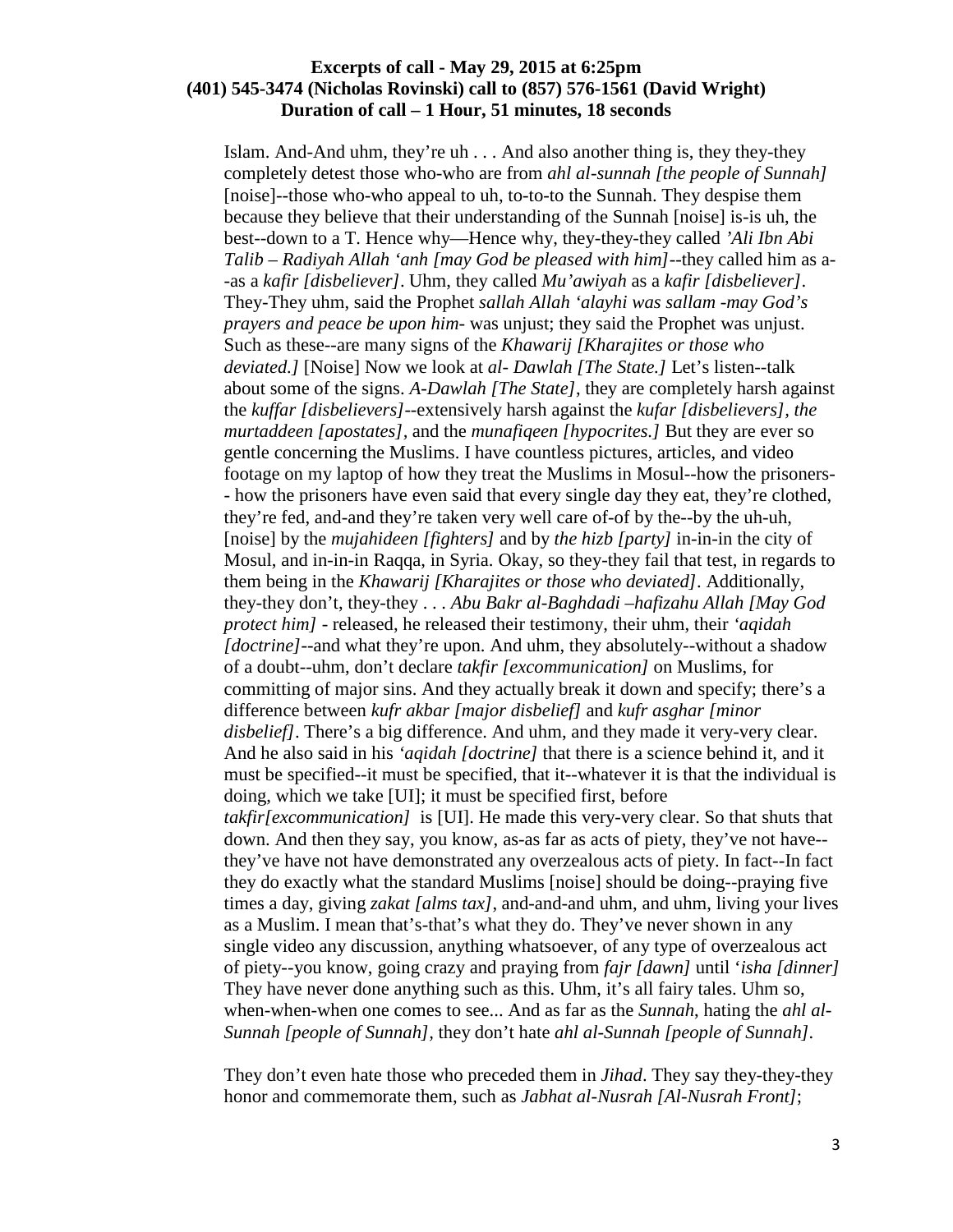**Excerpts of call - May 29, 2015 at 6:25pm**
**(401) 545-3474 (Nicholas Rovinski) call to (857) 576-1561 (David Wright)**
**Duration of call – 1 Hour, 51 minutes, 18 seconds**

Islam. And-And uhm, they're uh . . . And also another thing is, they they-they completely detest those who-who are from *ahl al-sunnah [the people of Sunnah]* [noise]--those who-who appeal to uh, to-to-to the Sunnah. They despise them because they believe that their understanding of the Sunnah [noise] is-is uh, the best--down to a T. Hence why—Hence why, they-they-they called *'Ali Ibn Abi Talib – Radiyah Allah 'anh [may God be pleased with him]*--they called him as a--as a *kafir [disbeliever]*. Uhm, they called *Mu'awiyah* as a *kafir [disbeliever]*. They-They uhm, said the Prophet *sallah Allah 'alayhi was sallam -may God's prayers and peace be upon him-* was unjust; they said the Prophet was unjust. Such as these--are many signs of the *Khawarij [Kharajites or those who deviated.]* [Noise] Now we look at *al- Dawlah [The State.]* Let's listen--talk about some of the signs. *A-Dawlah [The State]*, they are completely harsh against the *kuffar [disbelievers]*--extensively harsh against the *kufar [disbelievers], the murtaddeen [apostates]*, and the *munafiqeen [hypocrites.]* But they are ever so gentle concerning the Muslims. I have countless pictures, articles, and video footage on my laptop of how they treat the Muslims in Mosul--how the prisoners--how the prisoners have even said that every single day they eat, they're clothed, they're fed, and-and they're taken very well care of-of by the--by the uh-uh, [noise] by the *mujahideen [fighters]* and by *the hizb [party]* in-in-in the city of Mosul, and in-in-in Raqqa, in Syria. Okay, so they-they fail that test, in regards to them being in the *Khawarij [Kharajites or those who deviated]*. Additionally, they-they don't, they-they . . . *Abu Bakr al-Baghdadi –hafizahu Allah [May God protect him]* - released, he released their testimony, their uhm, their *'aqidah [doctrine]*--and what they're upon. And uhm, they absolutely--without a shadow of a doubt--uhm, don't declare *takfir [excommunication]* on Muslims, for committing of major sins. And they actually break it down and specify; there's a difference between *kufr akbar [major disbelief]* and *kufr asghar [minor disbelief]*. There's a big difference. And uhm, and they made it very-very clear. And he also said in his *'aqidah [doctrine]* that there is a science behind it, and it must be specified--it must be specified, that it--whatever it is that the individual is doing, which we take [UI]; it must be specified first, before *takfir[excommunication]* is [UI]. He made this very-very clear. So that shuts that down. And then they say, you know, as-as far as acts of piety, they've not have--they've have not have demonstrated any overzealous acts of piety. In fact--In fact they do exactly what the standard Muslims [noise] should be doing--praying five times a day, giving *zakat [alms tax]*, and-and-and uhm, and uhm, living your lives as a Muslim. I mean that's-that's what they do. They've never shown in any single video any discussion, anything whatsoever, of any type of overzealous act of piety--you know, going crazy and praying from *fajr [dawn]* until *'isha [dinner]* They have never done anything such as this. Uhm, it's all fairy tales. Uhm so, when-when-when one comes to see... And as far as the *Sunnah*, hating the *ahl al-Sunnah [people of Sunnah]*, they don't hate *ahl al-Sunnah [people of Sunnah]*.

They don't even hate those who preceded them in *Jihad*. They say they-they-they honor and commemorate them, such as *Jabhat al-Nusrah [Al-Nusrah Front]*;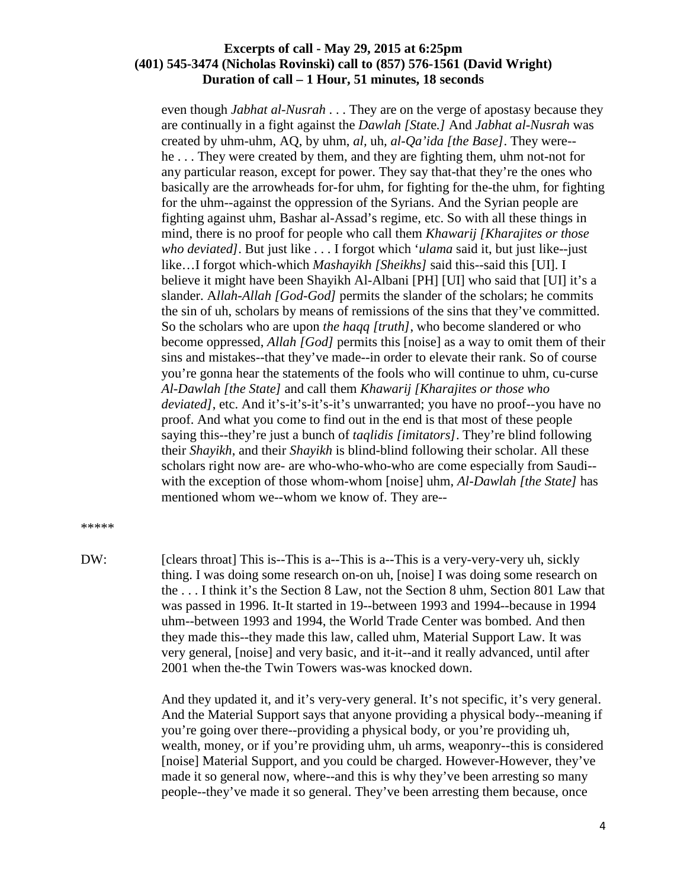**Excerpts of call - May 29, 2015 at 6:25pm**
**(401) 545-3474 (Nicholas Rovinski) call to (857) 576-1561 (David Wright)**
**Duration of call – 1 Hour, 51 minutes, 18 seconds**

even though *Jabhat al-Nusrah* . . . They are on the verge of apostasy because they are continually in a fight against the *Dawlah [State.]* And *Jabhat al-Nusrah* was created by uhm-uhm, AQ, by uhm, *al*, uh, *al-Qa'ida [the Base]*. They were--he . . . They were created by them, and they are fighting them, uhm not-not for any particular reason, except for power. They say that-that they're the ones who basically are the arrowheads for-for uhm, for fighting for the-the uhm, for fighting for the uhm--against the oppression of the Syrians. And the Syrian people are fighting against uhm, Bashar al-Assad's regime, etc. So with all these things in mind, there is no proof for people who call them *Khawarij [Kharajites or those who deviated]*. But just like . . . I forgot which '*ulama* said it, but just like--just like…I forgot which-which *Mashayikh [Sheikhs]* said this--said this [UI]. I believe it might have been Shayikh Al-Albani [PH] [UI] who said that [UI] it's a slander. A*llah-Allah [God-God]* permits the slander of the scholars; he commits the sin of uh, scholars by means of remissions of the sins that they've committed. So the scholars who are upon *the haqq [truth]*, who become slandered or who become oppressed, *Allah [God]* permits this [noise] as a way to omit them of their sins and mistakes--that they've made--in order to elevate their rank. So of course you're gonna hear the statements of the fools who will continue to uhm, cu-curse *Al-Dawlah [the State]* and call them *Khawarij [Kharajites or those who deviated]*, etc. And it's-it's-it's-it's unwarranted; you have no proof--you have no proof. And what you come to find out in the end is that most of these people saying this--they're just a bunch of *taqlidis [imitators]*. They're blind following their *Shayikh*, and their *Shayikh* is blind-blind following their scholar. All these scholars right now are- are who-who-who-who are come especially from Saudi--with the exception of those whom-whom [noise] uhm, *Al-Dawlah [the State]* has mentioned whom we--whom we know of. They are--

*****

DW: [clears throat] This is--This is a--This is a--This is a very-very-very uh, sickly thing. I was doing some research on-on uh, [noise] I was doing some research on the . . . I think it's the Section 8 Law, not the Section 8 uhm, Section 801 Law that was passed in 1996. It-It started in 19--between 1993 and 1994--because in 1994 uhm--between 1993 and 1994, the World Trade Center was bombed. And then they made this--they made this law, called uhm, Material Support Law. It was very general, [noise] and very basic, and it-it--and it really advanced, until after 2001 when the-the Twin Towers was-was knocked down.

And they updated it, and it's very-very general. It's not specific, it's very general. And the Material Support says that anyone providing a physical body--meaning if you're going over there--providing a physical body, or you're providing uh, wealth, money, or if you're providing uhm, uh arms, weaponry--this is considered [noise] Material Support, and you could be charged. However-However, they've made it so general now, where--and this is why they've been arresting so many people--they've made it so general. They've been arresting them because, once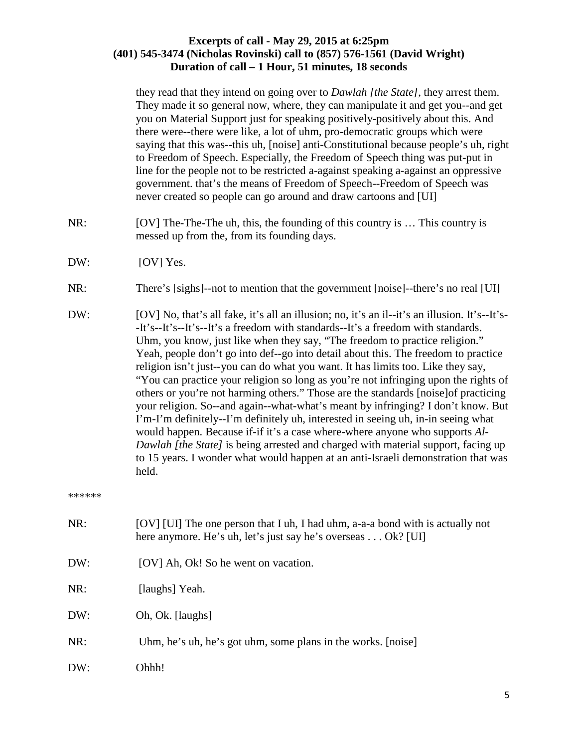they read that they intend on going over to *Dawlah [the State]*, they arrest them. They made it so general now, where, they can manipulate it and get you--and get you on Material Support just for speaking positively-positively about this. And there were--there were like, a lot of uhm, pro-democratic groups which were saying that this was--this uh, [noise] anti-Constitutional because people's uh, right to Freedom of Speech. Especially, the Freedom of Speech thing was put-put in line for the people not to be restricted a-against speaking a-against an oppressive government. that's the means of Freedom of Speech--Freedom of Speech was never created so people can go around and draw cartoons and [UI]

NR: [OV] The-The-The uh, this, the founding of this country is … This country is messed up from the, from its founding days.

DW: [OV] Yes.

NR: There's [sighs]--not to mention that the government [noise]--there's no real [UI]

DW: [OV] No, that's all fake, it's all an illusion; no, it's an il--it's an illusion. It's--It's--It's--It's--It's--It's a freedom with standards--It's a freedom with standards. Uhm, you know, just like when they say, "The freedom to practice religion." Yeah, people don't go into def--go into detail about this. The freedom to practice religion isn't just--you can do what you want. It has limits too. Like they say, "You can practice your religion so long as you're not infringing upon the rights of others or you're not harming others." Those are the standards [noise]of practicing your religion. So--and again--what-what's meant by infringing? I don't know. But I'm-I'm definitely--I'm definitely uh, interested in seeing uh, in-in seeing what would happen. Because if-if it's a case where-where anyone who supports *Al-Dawlah [the State]* is being arrested and charged with material support, facing up to 15 years. I wonder what would happen at an anti-Israeli demonstration that was held.

******

NR: [OV] [UI] The one person that I uh, I had uhm, a-a-a bond with is actually not here anymore. He's uh, let's just say he's overseas . . . Ok? [UI]

DW: [OV] Ah, Ok! So he went on vacation.

NR: [laughs] Yeah.

DW: Oh, Ok. [laughs]

NR: Uhm, he's uh, he's got uhm, some plans in the works. [noise]

DW: Ohhh!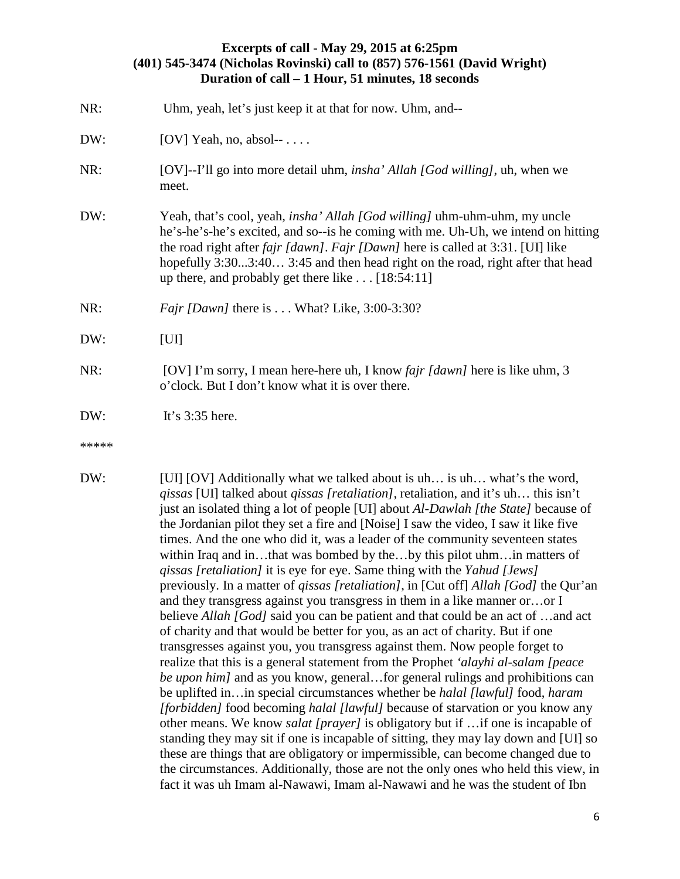**Excerpts of call - May 29, 2015 at 6:25pm**
**(401) 545-3474 (Nicholas Rovinski) call to (857) 576-1561 (David Wright)**
**Duration of call – 1 Hour, 51 minutes, 18 seconds**

NR: Uhm, yeah, let's just keep it at that for now. Uhm, and--

DW: [OV] Yeah, no, absol-- . . . .

NR: [OV]--I'll go into more detail uhm, *insha' Allah [God willing]*, uh, when we meet.

DW: Yeah, that's cool, yeah, *insha' Allah [God willing]* uhm-uhm-uhm, my uncle he's-he's-he's excited, and so--is he coming with me. Uh-Uh, we intend on hitting the road right after *fajr [dawn]*. *Fajr [Dawn]* here is called at 3:31. [UI] like hopefully 3:30...3:40… 3:45 and then head right on the road, right after that head up there, and probably get there like . . . [18:54:11]

NR: *Fajr [Dawn]* there is . . . What? Like, 3:00-3:30?

DW: [UI]

NR: [OV] I'm sorry, I mean here-here uh, I know *fajr [dawn]* here is like uhm, 3 o'clock. But I don't know what it is over there.

DW: It's 3:35 here.

*****

DW: [UI] [OV] Additionally what we talked about is uh… is uh… what's the word, *qissas* [UI] talked about *qissas [retaliation]*, retaliation, and it's uh… this isn't just an isolated thing a lot of people [UI] about *Al-Dawlah [the State]* because of the Jordanian pilot they set a fire and [Noise] I saw the video, I saw it like five times. And the one who did it, was a leader of the community seventeen states within Iraq and in…that was bombed by the…by this pilot uhm…in matters of *qissas [retaliation]* it is eye for eye. Same thing with the *Yahud [Jews]* previously. In a matter of *qissas [retaliation]*, in [Cut off] *Allah [God]* the Qur'an and they transgress against you transgress in them in a like manner or…or I believe *Allah [God]* said you can be patient and that could be an act of …and act of charity and that would be better for you, as an act of charity. But if one transgresses against you, you transgress against them. Now people forget to realize that this is a general statement from the Prophet *'alayhi al-salam [peace be upon him]* and as you know, general…for general rulings and prohibitions can be uplifted in…in special circumstances whether be *halal [lawful]* food, *haram [forbidden]* food becoming *halal [lawful]* because of starvation or you know any other means. We know *salat [prayer]* is obligatory but if …if one is incapable of standing they may sit if one is incapable of sitting, they may lay down and [UI] so these are things that are obligatory or impermissible, can become changed due to the circumstances. Additionally, those are not the only ones who held this view, in fact it was uh Imam al-Nawawi, Imam al-Nawawi and he was the student of Ibn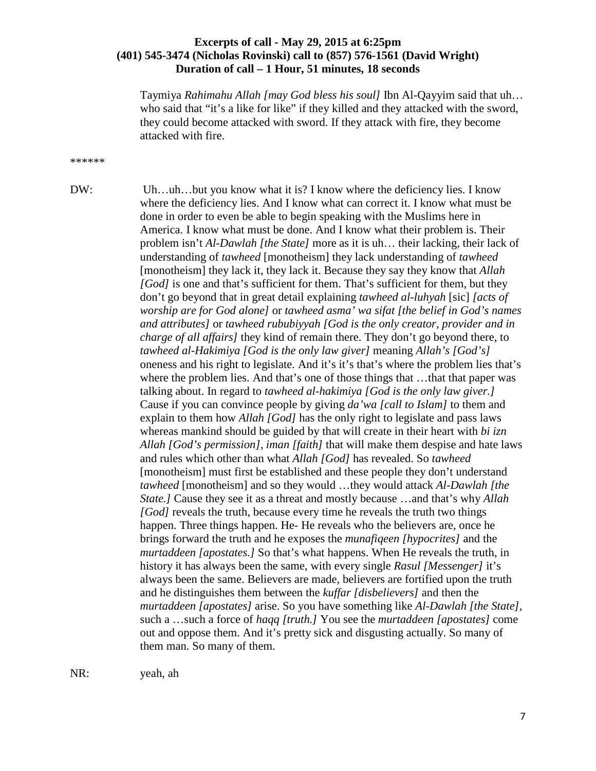**Excerpts of call - May 29, 2015 at 6:25pm**
**(401) 545-3474 (Nicholas Rovinski) call to (857) 576-1561 (David Wright)**
**Duration of call – 1 Hour, 51 minutes, 18 seconds**

Taymiya *Rahimahu Allah [may God bless his soul]* Ibn Al-Qayyim said that uh… who said that "it's a like for like" if they killed and they attacked with the sword, they could become attacked with sword. If they attack with fire, they become attacked with fire.

******

DW: Uh…uh…but you know what it is? I know where the deficiency lies. I know where the deficiency lies. And I know what can correct it. I know what must be done in order to even be able to begin speaking with the Muslims here in America. I know what must be done. And I know what their problem is. Their problem isn't *Al-Dawlah [the State]* more as it is uh… their lacking, their lack of understanding of *tawheed* [monotheism] they lack understanding of *tawheed* [monotheism] they lack it, they lack it. Because they say they know that *Allah [God]* is one and that's sufficient for them. That's sufficient for them, but they don't go beyond that in great detail explaining *tawheed al-luhyah* [sic] *[acts of worship are for God alone]* or *tawheed asma' wa sifat [the belief in God's names and attributes]* or *tawheed rububiyyah [God is the only creator, provider and in charge of all affairs]* they kind of remain there. They don't go beyond there, to *tawheed al-Hakimiya [God is the only law giver]* meaning *Allah's [God's]* oneness and his right to legislate. And it's it's that's where the problem lies that's where the problem lies. And that's one of those things that …that that paper was talking about. In regard to *tawheed al-hakimiya [God is the only law giver.]* Cause if you can convince people by giving *da'wa [call to Islam]* to them and explain to them how *Allah [God]* has the only right to legislate and pass laws whereas mankind should be guided by that will create in their heart with *bi izn Allah [God's permission]*, *iman [faith]* that will make them despise and hate laws and rules which other than what *Allah [God]* has revealed. So *tawheed* [monotheism] must first be established and these people they don't understand *tawheed* [monotheism] and so they would …they would attack *Al-Dawlah [the State.]* Cause they see it as a threat and mostly because …and that's why *Allah [God]* reveals the truth, because every time he reveals the truth two things happen. Three things happen. He- He reveals who the believers are, once he brings forward the truth and he exposes the *munafiqeen [hypocrites]* and the *murtaddeen [apostates.]* So that's what happens. When He reveals the truth, in history it has always been the same, with every single *Rasul [Messenger]* it's always been the same. Believers are made, believers are fortified upon the truth and he distinguishes them between the *kuffar [disbelievers]* and then the *murtaddeen [apostates]* arise. So you have something like *Al-Dawlah [the State]*, such a …such a force of *haqq [truth.]* You see the *murtaddeen [apostates]* come out and oppose them. And it's pretty sick and disgusting actually. So many of them man. So many of them.

NR: yeah, ah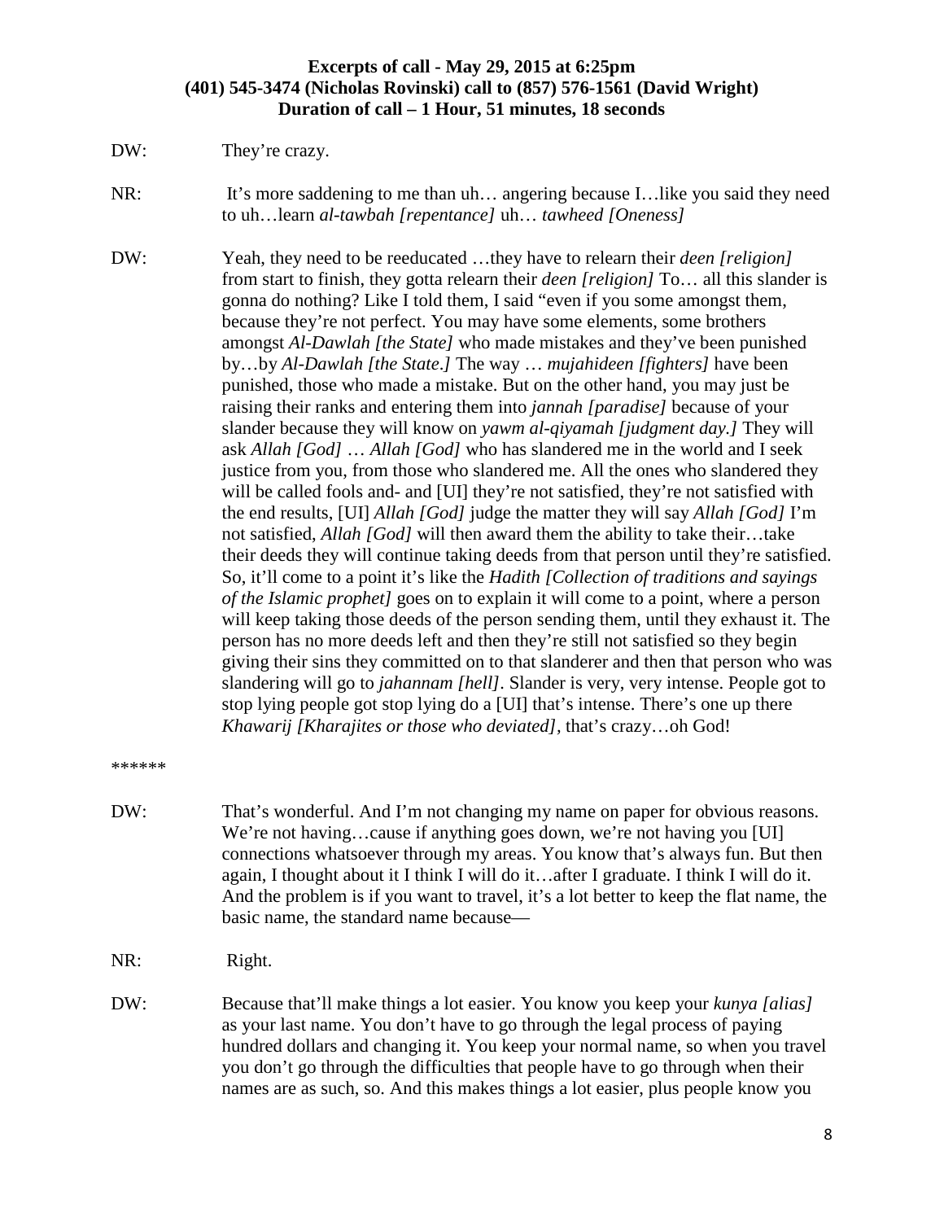**Excerpts of call - May 29, 2015 at 6:25pm**
**(401) 545-3474 (Nicholas Rovinski) call to (857) 576-1561 (David Wright)**
**Duration of call – 1 Hour, 51 minutes, 18 seconds**

DW: They're crazy.

NR: It's more saddening to me than uh… angering because I…like you said they need to uh…learn *al-tawbah [repentance]* uh… *tawheed [Oneness]*

DW: Yeah, they need to be reeducated …they have to relearn their *deen [religion]* from start to finish, they gotta relearn their *deen [religion]* To… all this slander is gonna do nothing? Like I told them, I said "even if you some amongst them, because they're not perfect. You may have some elements, some brothers amongst *Al-Dawlah [the State]* who made mistakes and they've been punished by…by *Al-Dawlah [the State].]* The way … *mujahideen [fighters]* have been punished, those who made a mistake. But on the other hand, you may just be raising their ranks and entering them into *jannah [paradise]* because of your slander because they will know on *yawm al-qiyamah [judgment day.]* They will ask *Allah [God]* … *Allah [God]* who has slandered me in the world and I seek justice from you, from those who slandered me. All the ones who slandered they will be called fools and- and [UI] they're not satisfied, they're not satisfied with the end results, [UI] *Allah [God]* judge the matter they will say *Allah [God]* I'm not satisfied, *Allah [God]* will then award them the ability to take their…take their deeds they will continue taking deeds from that person until they're satisfied. So, it'll come to a point it's like the *Hadith [Collection of traditions and sayings of the Islamic prophet]* goes on to explain it will come to a point, where a person will keep taking those deeds of the person sending them, until they exhaust it. The person has no more deeds left and then they're still not satisfied so they begin giving their sins they committed on to that slanderer and then that person who was slandering will go to *jahannam [hell]*. Slander is very, very intense. People got to stop lying people got stop lying do a [UI] that's intense. There's one up there *Khawarij [Kharajites or those who deviated]*, that's crazy…oh God!

******

DW: That's wonderful. And I'm not changing my name on paper for obvious reasons. We're not having…cause if anything goes down, we're not having you [UI] connections whatsoever through my areas. You know that's always fun. But then again, I thought about it I think I will do it…after I graduate. I think I will do it. And the problem is if you want to travel, it's a lot better to keep the flat name, the basic name, the standard name because—

NR: Right.

DW: Because that'll make things a lot easier. You know you keep your *kunya [alias]* as your last name. You don't have to go through the legal process of paying hundred dollars and changing it. You keep your normal name, so when you travel you don't go through the difficulties that people have to go through when their names are as such, so. And this makes things a lot easier, plus people know you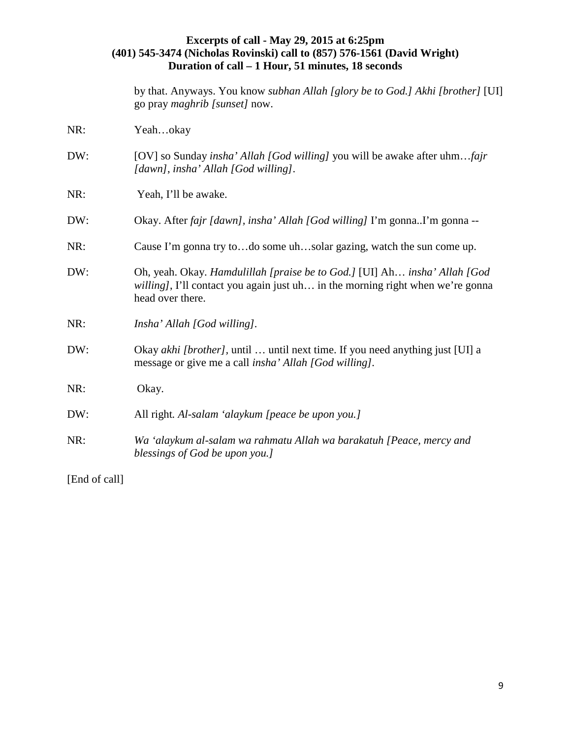by that. Anyways. You know *subhan Allah [glory be to God.] Akhi [brother]* [UI] go pray *maghrib [sunset]* now.

NR: Yeah…okay

DW: [OV] so Sunday *insha' Allah [God willing]* you will be awake after uhm…*fajr [dawn]*, *insha' Allah [God willing]*.

NR: Yeah, I'll be awake.

DW: Okay. After *fajr [dawn]*, *insha' Allah [God willing]* I'm gonna..I'm gonna --

NR: Cause I'm gonna try to…do some uh…solar gazing, watch the sun come up.

DW: Oh, yeah. Okay. *Hamdulillah [praise be to God.]* [UI] Ah… *insha' Allah [God willing]*, I'll contact you again just uh… in the morning right when we're gonna head over there.

NR: *Insha' Allah [God willing]*.

DW: Okay *akhi [brother]*, until … until next time. If you need anything just [UI] a message or give me a call *insha' Allah [God willing]*.

NR: Okay.

DW: All right. *Al-salam 'alaykum [peace be upon you.]*

NR: *Wa 'alaykum al-salam wa rahmatu Allah wa barakatuh [Peace, mercy and blessings of God be upon you.]*

[End of call]